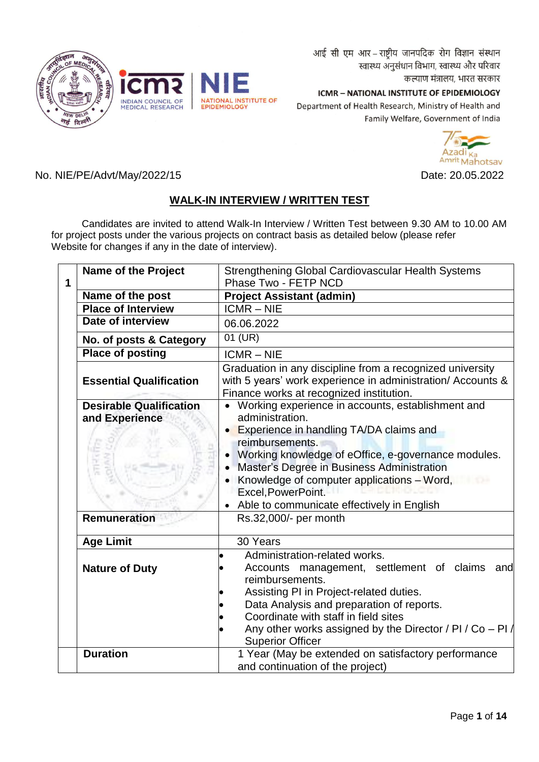आई सी एम आर – राष्ट्रीय जानपदिक रोग विज्ञान संस्थान
स्वास्थ्य अनुसंधान विभाग, स्वास्थ्य और परिवार
कल्याण मंत्रालय, भारत सरकार

**ICMR – NATIONAL INSTITUTE OF EPIDEMIOLOGY**
Department of Health Research, Ministry of Health and Family Welfare, Government of India

No. NIE/PE/Advt/May/2022/15

Date: 20.05.2022

## WALK-IN INTERVIEW / WRITTEN TEST

Candidates are invited to attend Walk-In Interview / Written Test between 9.30 AM to 10.00 AM for project posts under the various projects on contract basis as detailed below (please refer Website for changes if any in the date of interview).

| | | |
|---|---|---|
| **1** | **Name of the Project** | Strengthening Global Cardiovascular Health Systems Phase Two - FETP NCD |
| | **Name of the post** | **Project Assistant (admin)** |
| | **Place of Interview** | ICMR – NIE |
| | **Date of interview** | 06.06.2022 |
| | **No. of posts & Category** | 01 (UR) |
| | **Place of posting** | ICMR – NIE |
| | **Essential Qualification** | Graduation in any discipline from a recognized university with 5 years' work experience in administration/ Accounts & Finance works at recognized institution. |
| | **Desirable Qualification and Experience** | • Working experience in accounts, establishment and administration.<br>• Experience in handling TA/DA claims and reimbursements.<br>• Working knowledge of eOffice, e-governance modules.<br>• Master's Degree in Business Administration<br>• Knowledge of computer applications – Word, Excel,PowerPoint.<br>• Able to communicate effectively in English |
| | **Remuneration** | Rs.32,000/- per month |
| | **Age Limit** | 30 Years |
| | **Nature of Duty** | • Administration-related works.<br>• Accounts management, settlement of claims and reimbursements.<br>• Assisting PI in Project-related duties.<br>• Data Analysis and preparation of reports.<br>• Coordinate with staff in field sites<br>• Any other works assigned by the Director / PI / Co – PI / Superior Officer |
| | **Duration** | 1 Year (May be extended on satisfactory performance and continuation of the project) |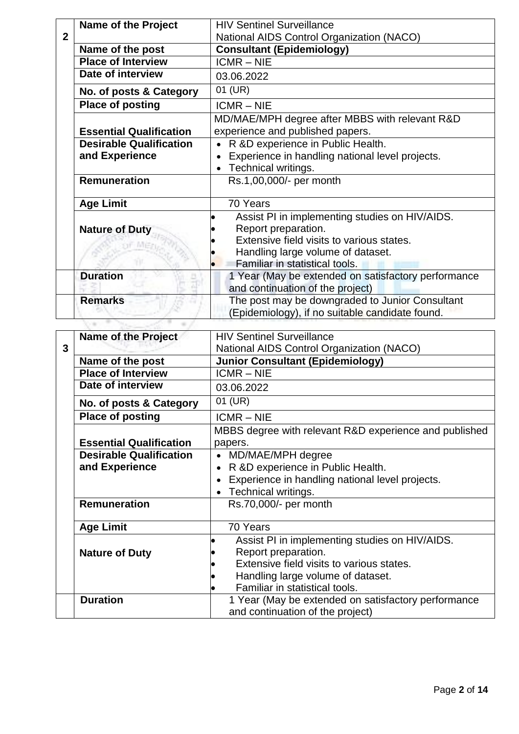| 2 | Name of the Project | HIV Sentinel Surveillance<br>National AIDS Control Organization (NACO) |
|---|---|---|
| | Name of the post | **Consultant (Epidemiology)** |
| | Place of Interview | ICMR – NIE |
| | Date of interview | 03.06.2022 |
| | No. of posts & Category | 01 (UR) |
| | Place of posting | ICMR – NIE |
| | Essential Qualification | MD/MAE/MPH degree after MBBS with relevant R&D experience and published papers. |
| | Desirable Qualification and Experience | • R &D experience in Public Health.<br>• Experience in handling national level projects.<br>• Technical writings. |
| | Remuneration | Rs.1,00,000/- per month |
| | Age Limit | 70 Years |
| | Nature of Duty | • Assist PI in implementing studies on HIV/AIDS.<br>• Report preparation.<br>• Extensive field visits to various states.<br>• Handling large volume of dataset.<br>• Familiar in statistical tools. |
| | Duration | 1 Year (May be extended on satisfactory performance and continuation of the project) |
| | Remarks | The post may be downgraded to Junior Consultant (Epidemiology), if no suitable candidate found. |

| 3 | Name of the Project | HIV Sentinel Surveillance<br>National AIDS Control Organization (NACO) |
|---|---|---|
| | Name of the post | **Junior Consultant (Epidemiology)** |
| | Place of Interview | ICMR – NIE |
| | Date of interview | 03.06.2022 |
| | No. of posts & Category | 01 (UR) |
| | Place of posting | ICMR – NIE |
| | Essential Qualification | MBBS degree with relevant R&D experience and published papers. |
| | Desirable Qualification and Experience | • MD/MAE/MPH degree<br>• R &D experience in Public Health.<br>• Experience in handling national level projects.<br>• Technical writings. |
| | Remuneration | Rs.70,000/- per month |
| | Age Limit | 70 Years |
| | Nature of Duty | • Assist PI in implementing studies on HIV/AIDS.<br>• Report preparation.<br>• Extensive field visits to various states.<br>• Handling large volume of dataset.<br>• Familiar in statistical tools. |
| | Duration | 1 Year (May be extended on satisfactory performance and continuation of the project) |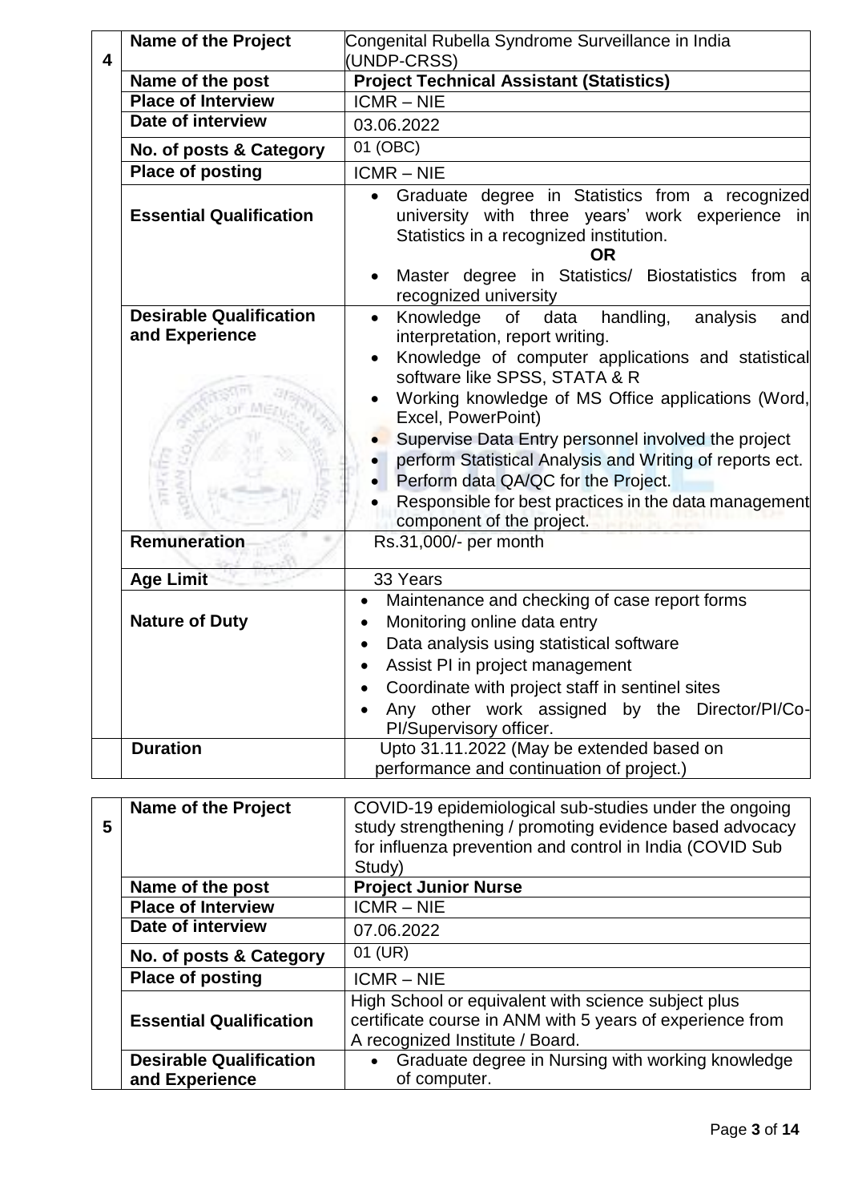| 4 | Name of the Project | Congenital Rubella Syndrome Surveillance in India (UNDP-CRSS) |
|---|---|---|
| | **Name of the post** | **Project Technical Assistant (Statistics)** |
| | **Place of Interview** | ICMR – NIE |
| | **Date of interview** | 03.06.2022 |
| | **No. of posts & Category** | 01 (OBC) |
| | **Place of posting** | ICMR – NIE |
| | **Essential Qualification** | • Graduate degree in Statistics from a recognized university with three years' work experience in Statistics in a recognized institution.<br>**OR**<br>• Master degree in Statistics/ Biostatistics from a recognized university |
| | **Desirable Qualification and Experience** | • Knowledge of data handling, analysis and interpretation, report writing.<br>• Knowledge of computer applications and statistical software like SPSS, STATA & R<br>• Working knowledge of MS Office applications (Word, Excel, PowerPoint)<br>• Supervise Data Entry personnel involved the project<br>• perform Statistical Analysis and Writing of reports ect.<br>• Perform data QA/QC for the Project.<br>• Responsible for best practices in the data management component of the project. |
| | **Remuneration** | Rs.31,000/- per month |
| | **Age Limit** | 33 Years |
| | **Nature of Duty** | • Maintenance and checking of case report forms<br>• Monitoring online data entry<br>• Data analysis using statistical software<br>• Assist PI in project management<br>• Coordinate with project staff in sentinel sites<br>• Any other work assigned by the Director/PI/Co-PI/Supervisory officer. |
| | **Duration** | Upto 31.11.2022 (May be extended based on performance and continuation of project.) |

| 5 | Name of the Project | COVID-19 epidemiological sub-studies under the ongoing study strengthening / promoting evidence based advocacy for influenza prevention and control in India (COVID Sub Study) |
|---|---|---|
| | **Name of the post** | **Project Junior Nurse** |
| | **Place of Interview** | ICMR – NIE |
| | **Date of interview** | 07.06.2022 |
| | **No. of posts & Category** | 01 (UR) |
| | **Place of posting** | ICMR – NIE |
| | **Essential Qualification** | High School or equivalent with science subject plus certificate course in ANM with 5 years of experience from A recognized Institute / Board. |
| | **Desirable Qualification and Experience** | • Graduate degree in Nursing with working knowledge of computer. |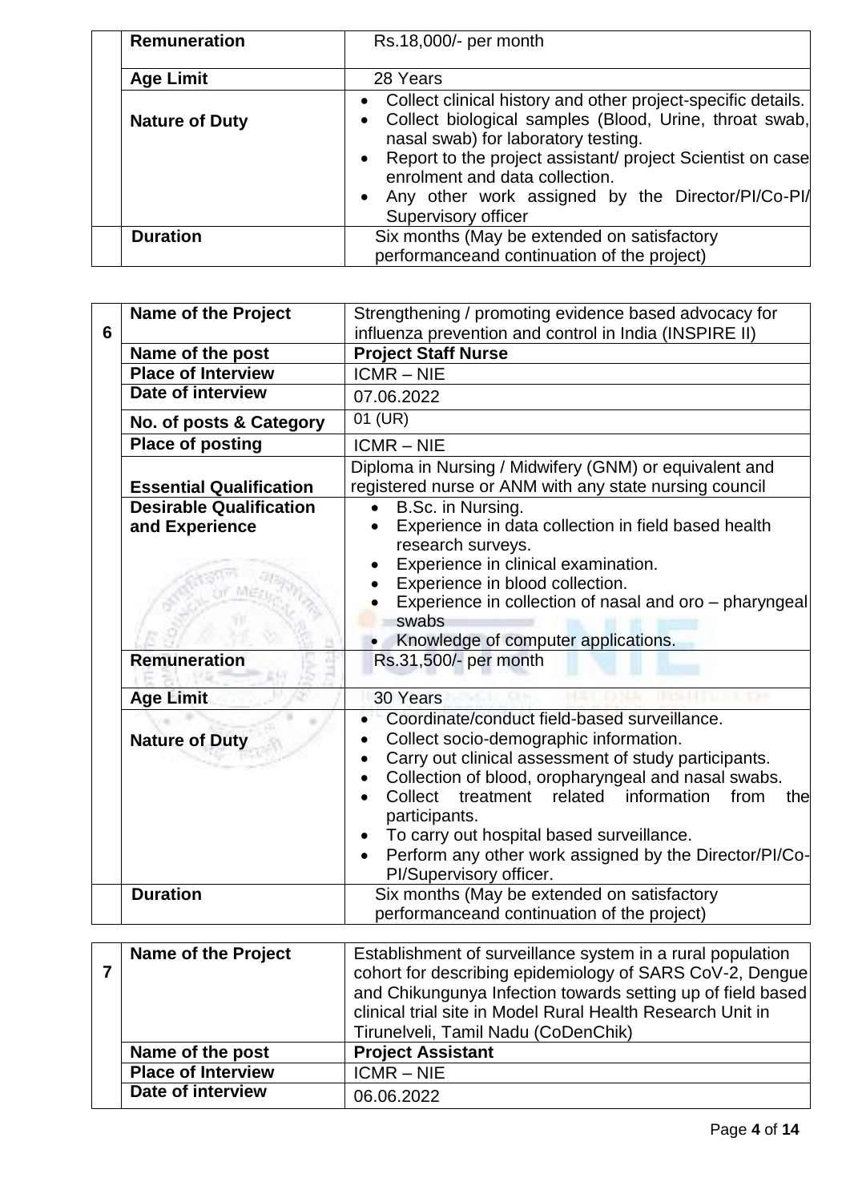| | | |
|---|---|---|
| | **Remuneration** | Rs.18,000/- per month |
| | **Age Limit** | 28 Years |
| | **Nature of Duty** | • Collect clinical history and other project-specific details.<br>• Collect biological samples (Blood, Urine, throat swab, nasal swab) for laboratory testing.<br>• Report to the project assistant/ project Scientist on case enrolment and data collection.<br>• Any other work assigned by the Director/PI/Co-PI/ Supervisory officer |
| | **Duration** | Six months (May be extended on satisfactory performanceand continuation of the project) |

| | | |
|---|---|---|
| **6** | **Name of the Project** | Strengthening / promoting evidence based advocacy for influenza prevention and control in India (INSPIRE II) |
| | **Name of the post** | **Project Staff Nurse** |
| | **Place of Interview** | ICMR – NIE |
| | **Date of interview** | 07.06.2022 |
| | **No. of posts & Category** | 01 (UR) |
| | **Place of posting** | ICMR – NIE |
| | **Essential Qualification** | Diploma in Nursing / Midwifery (GNM) or equivalent and registered nurse or ANM with any state nursing council |
| | **Desirable Qualification and Experience** | • B.Sc. in Nursing.<br>• Experience in data collection in field based health research surveys.<br>• Experience in clinical examination.<br>• Experience in blood collection.<br>• Experience in collection of nasal and oro – pharyngeal swabs<br>• Knowledge of computer applications. |
| | **Remuneration** | Rs.31,500/- per month |
| | **Age Limit** | 30 Years |
| | **Nature of Duty** | • Coordinate/conduct field-based surveillance.<br>• Collect socio-demographic information.<br>• Carry out clinical assessment of study participants.<br>• Collection of blood, oropharyngeal and nasal swabs.<br>• Collect treatment related information from the participants.<br>• To carry out hospital based surveillance.<br>• Perform any other work assigned by the Director/PI/Co-PI/Supervisory officer. |
| | **Duration** | Six months (May be extended on satisfactory performanceand continuation of the project) |

| | | |
|---|---|---|
| **7** | **Name of the Project** | Establishment of surveillance system in a rural population cohort for describing epidemiology of SARS CoV-2, Dengue and Chikungunya Infection towards setting up of field based clinical trial site in Model Rural Health Research Unit in Tirunelveli, Tamil Nadu (CoDenChik) |
| | **Name of the post** | **Project Assistant** |
| | **Place of Interview** | ICMR – NIE |
| | **Date of interview** | 06.06.2022 |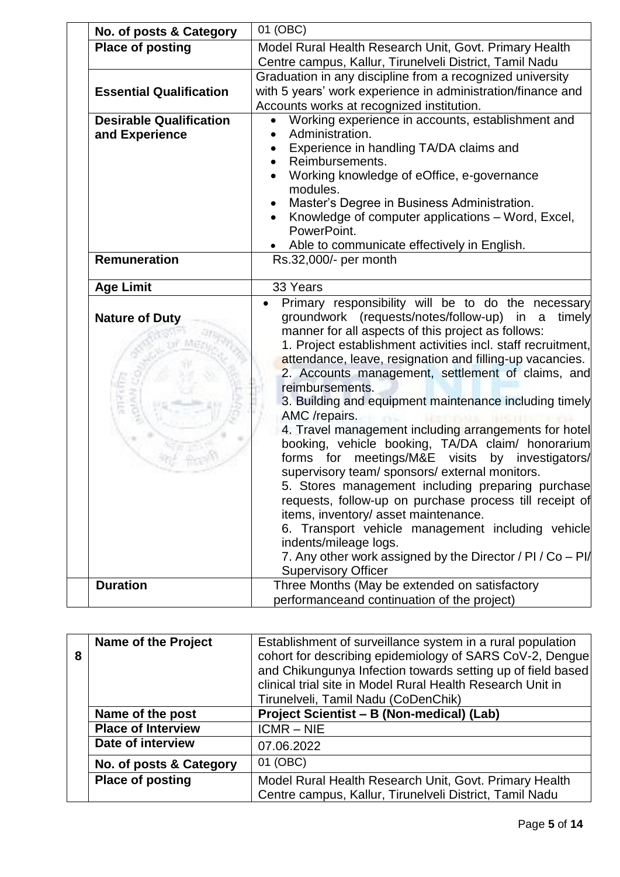| | | |
|---|---|---|
| | **No. of posts & Category** | 01 (OBC) |
| | **Place of posting** | Model Rural Health Research Unit, Govt. Primary Health Centre campus, Kallur, Tirunelveli District, Tamil Nadu |
| | **Essential Qualification** | Graduation in any discipline from a recognized university with 5 years' work experience in administration/finance and Accounts works at recognized institution. |
| | **Desirable Qualification and Experience** | • Working experience in accounts, establishment and<br>• Administration.<br>• Experience in handling TA/DA claims and<br>• Reimbursements.<br>• Working knowledge of eOffice, e-governance modules.<br>• Master's Degree in Business Administration.<br>• Knowledge of computer applications – Word, Excel, PowerPoint.<br>• Able to communicate effectively in English. |
| | **Remuneration** | Rs.32,000/- per month |
| | **Age Limit** | 33 Years |
| | **Nature of Duty** | • Primary responsibility will be to do the necessary groundwork (requests/notes/follow-up) in a timely manner for all aspects of this project as follows:<br>1. Project establishment activities incl. staff recruitment, attendance, leave, resignation and filling-up vacancies.<br>2. Accounts management, settlement of claims, and reimbursements.<br>3. Building and equipment maintenance including timely AMC /repairs.<br>4. Travel management including arrangements for hotel booking, vehicle booking, TA/DA claim/ honorarium forms for meetings/M&E visits by investigators/ supervisory team/ sponsors/ external monitors.<br>5. Stores management including preparing purchase requests, follow-up on purchase process till receipt of items, inventory/ asset maintenance.<br>6. Transport vehicle management including vehicle indents/mileage logs.<br>7. Any other work assigned by the Director / PI / Co – PI/ Supervisory Officer |
| | **Duration** | Three Months (May be extended on satisfactory performanceand continuation of the project) |

| | | |
|---|---|---|
| **8** | **Name of the Project** | Establishment of surveillance system in a rural population cohort for describing epidemiology of SARS CoV-2, Dengue and Chikungunya Infection towards setting up of field based clinical trial site in Model Rural Health Research Unit in Tirunelveli, Tamil Nadu (CoDenChik) |
| | **Name of the post** | **Project Scientist – B (Non-medical) (Lab)** |
| | **Place of Interview** | ICMR – NIE |
| | **Date of interview** | 07.06.2022 |
| | **No. of posts & Category** | 01 (OBC) |
| | **Place of posting** | Model Rural Health Research Unit, Govt. Primary Health Centre campus, Kallur, Tirunelveli District, Tamil Nadu |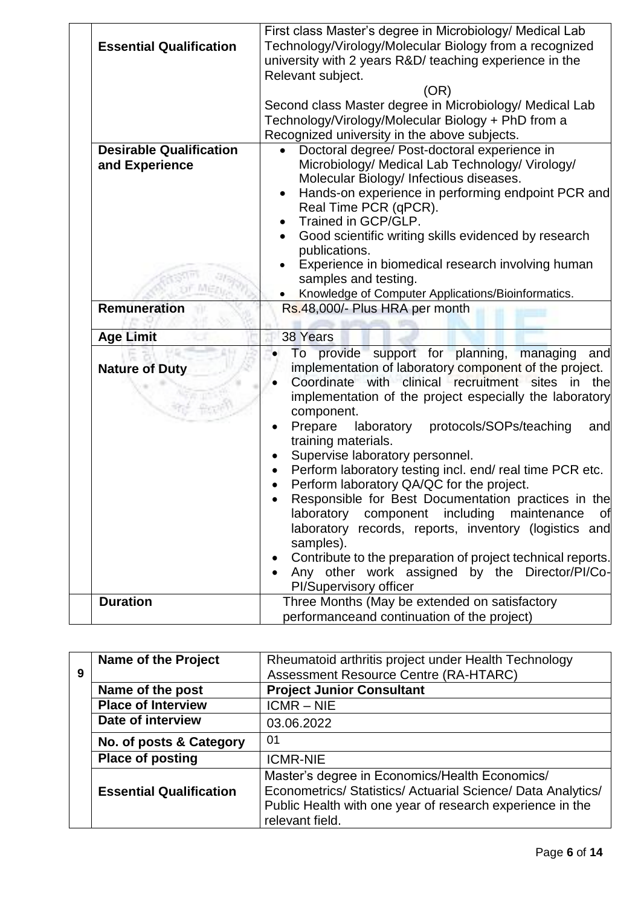| | | |
|---|---|---|
| | **Essential Qualification** | First class Master's degree in Microbiology/ Medical Lab Technology/Virology/Molecular Biology from a recognized university with 2 years R&D/ teaching experience in the Relevant subject.<br>(OR)<br>Second class Master degree in Microbiology/ Medical Lab Technology/Virology/Molecular Biology + PhD from a Recognized university in the above subjects. |
| | **Desirable Qualification and Experience** | • Doctoral degree/ Post-doctoral experience in Microbiology/ Medical Lab Technology/ Virology/ Molecular Biology/ Infectious diseases.<br>• Hands-on experience in performing endpoint PCR and Real Time PCR (qPCR).<br>• Trained in GCP/GLP.<br>• Good scientific writing skills evidenced by research publications.<br>• Experience in biomedical research involving human samples and testing.<br>• Knowledge of Computer Applications/Bioinformatics. |
| | **Remuneration** | Rs.48,000/- Plus HRA per month |
| | **Age Limit** | 38 Years |
| | **Nature of Duty** | • To provide support for planning, managing and implementation of laboratory component of the project.<br>• Coordinate with clinical recruitment sites in the implementation of the project especially the laboratory component.<br>• Prepare laboratory protocols/SOPs/teaching and training materials.<br>• Supervise laboratory personnel.<br>• Perform laboratory testing incl. end/ real time PCR etc.<br>• Perform laboratory QA/QC for the project.<br>• Responsible for Best Documentation practices in the laboratory component including maintenance of laboratory records, reports, inventory (logistics and samples).<br>• Contribute to the preparation of project technical reports.<br>• Any other work assigned by the Director/PI/Co-PI/Supervisory officer |
| | **Duration** | Three Months (May be extended on satisfactory performanceand continuation of the project) |

| | | |
|---|---|---|
| **9** | **Name of the Project** | Rheumatoid arthritis project under Health Technology Assessment Resource Centre (RA-HTARC) |
| | **Name of the post** | **Project Junior Consultant** |
| | **Place of Interview** | ICMR – NIE |
| | **Date of interview** | 03.06.2022 |
| | **No. of posts & Category** | 01 |
| | **Place of posting** | ICMR-NIE |
| | **Essential Qualification** | Master's degree in Economics/Health Economics/ Econometrics/ Statistics/ Actuarial Science/ Data Analytics/ Public Health with one year of research experience in the relevant field. |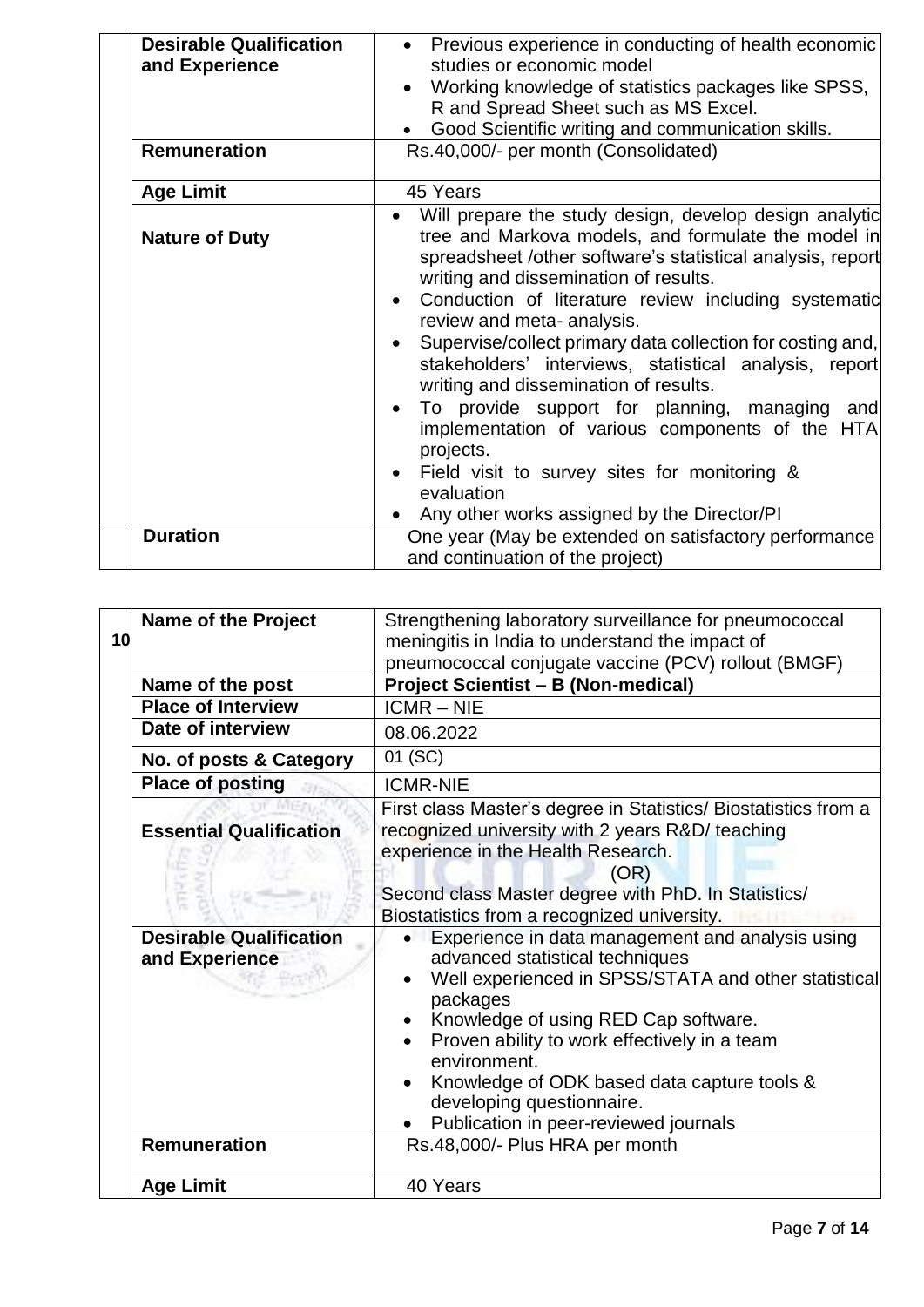| | | |
|---|---|---|
| | **Desirable Qualification and Experience** | • Previous experience in conducting of health economic studies or economic model<br>• Working knowledge of statistics packages like SPSS, R and Spread Sheet such as MS Excel.<br>• Good Scientific writing and communication skills. |
| | **Remuneration** | Rs.40,000/- per month (Consolidated) |
| | **Age Limit** | 45 Years |
| | **Nature of Duty** | • Will prepare the study design, develop design analytic tree and Markova models, and formulate the model in spreadsheet /other software's statistical analysis, report writing and dissemination of results.<br>• Conduction of literature review including systematic review and meta- analysis.<br>• Supervise/collect primary data collection for costing and, stakeholders' interviews, statistical analysis, report writing and dissemination of results.<br>• To provide support for planning, managing and implementation of various components of the HTA projects.<br>• Field visit to survey sites for monitoring & evaluation<br>• Any other works assigned by the Director/PI |
| | **Duration** | One year (May be extended on satisfactory performance and continuation of the project) |

| | | |
|---|---|---|
| **10** | **Name of the Project** | Strengthening laboratory surveillance for pneumococcal meningitis in India to understand the impact of pneumococcal conjugate vaccine (PCV) rollout (BMGF) |
| | **Name of the post** | **Project Scientist – B (Non-medical)** |
| | **Place of Interview** | ICMR – NIE |
| | **Date of interview** | 08.06.2022 |
| | **No. of posts & Category** | 01 (SC) |
| | **Place of posting** | ICMR-NIE |
| | **Essential Qualification** | First class Master's degree in Statistics/ Biostatistics from a recognized university with 2 years R&D/ teaching experience in the Health Research.<br>(OR)<br>Second class Master degree with PhD. In Statistics/ Biostatistics from a recognized university. |
| | **Desirable Qualification and Experience** | • Experience in data management and analysis using advanced statistical techniques<br>• Well experienced in SPSS/STATA and other statistical packages<br>• Knowledge of using RED Cap software.<br>• Proven ability to work effectively in a team environment.<br>• Knowledge of ODK based data capture tools & developing questionnaire.<br>• Publication in peer-reviewed journals |
| | **Remuneration** | Rs.48,000/- Plus HRA per month |
| | **Age Limit** | 40 Years |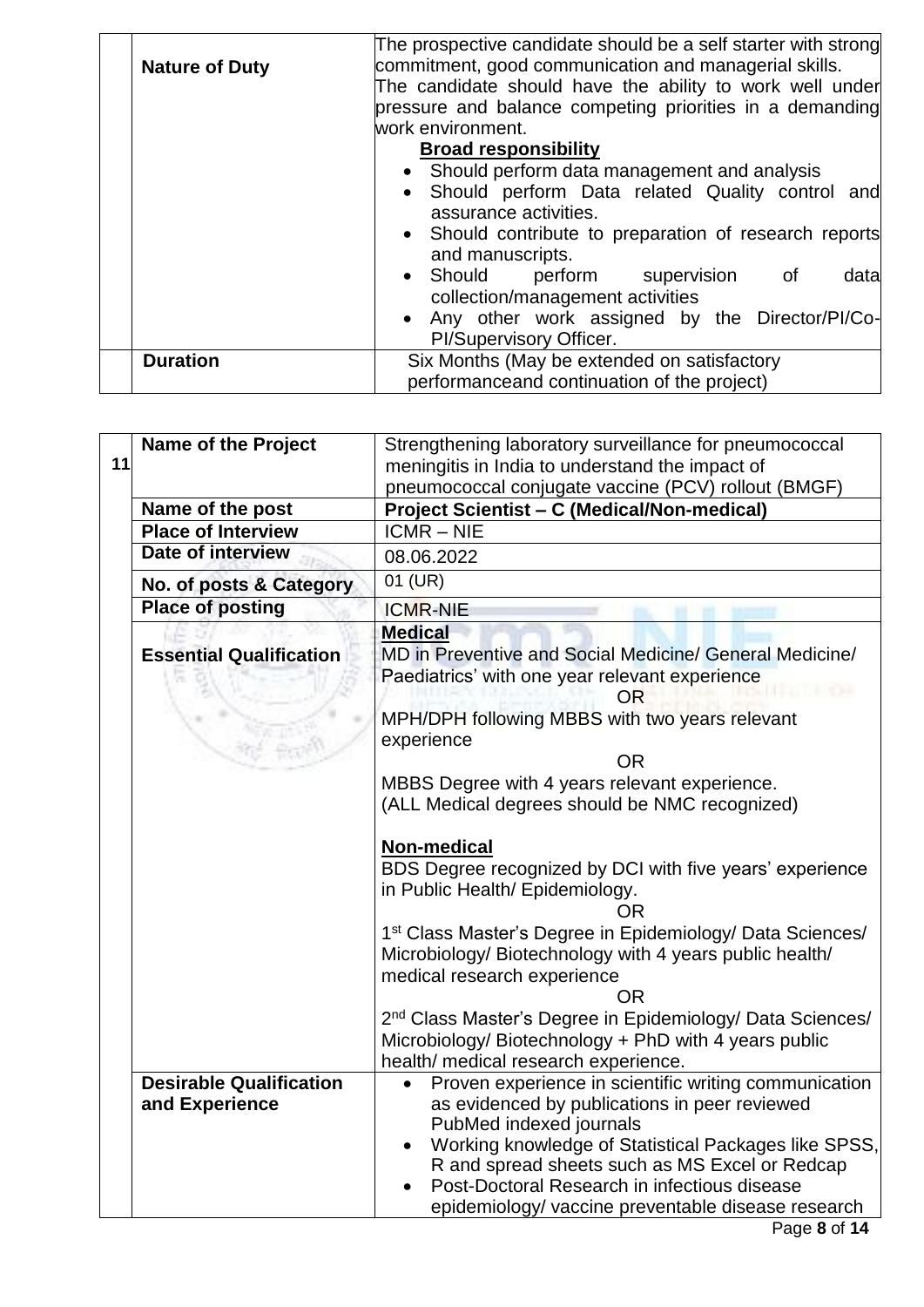|  |  |  |
|---|---|---|
|  | **Nature of Duty** | The prospective candidate should be a self starter with strong commitment, good communication and managerial skills.<br>The candidate should have the ability to work well under pressure and balance competing priorities in a demanding work environment.<br>**Broad responsibility**<br>• Should perform data management and analysis<br>• Should perform Data related Quality control and assurance activities.<br>• Should contribute to preparation of research reports and manuscripts.<br>• Should perform supervision of data collection/management activities<br>• Any other work assigned by the Director/PI/Co-PI/Supervisory Officer. |
|  | **Duration** | Six Months (May be extended on satisfactory performanceand continuation of the project) |

|  |  |  |
|---|---|---|
| 11 | **Name of the Project** | Strengthening laboratory surveillance for pneumococcal meningitis in India to understand the impact of pneumococcal conjugate vaccine (PCV) rollout (BMGF) |
|  | **Name of the post** | **Project Scientist – C (Medical/Non-medical)** |
|  | **Place of Interview** | ICMR – NIE |
|  | **Date of interview** | 08.06.2022 |
|  | **No. of posts & Category** | 01 (UR) |
|  | **Place of posting** | ICMR-NIE |
|  | **Essential Qualification** | **Medical**<br>MD in Preventive and Social Medicine/ General Medicine/ Paediatrics' with one year relevant experience<br>OR<br>MPH/DPH following MBBS with two years relevant experience<br>OR<br>MBBS Degree with 4 years relevant experience.<br>(ALL Medical degrees should be NMC recognized)<br><br>**Non-medical**<br>BDS Degree recognized by DCI with five years' experience in Public Health/ Epidemiology.<br>OR<br>1st Class Master's Degree in Epidemiology/ Data Sciences/ Microbiology/ Biotechnology with 4 years public health/ medical research experience<br>OR<br>2nd Class Master's Degree in Epidemiology/ Data Sciences/ Microbiology/ Biotechnology + PhD with 4 years public health/ medical research experience. |
|  | **Desirable Qualification and Experience** | • Proven experience in scientific writing communication as evidenced by publications in peer reviewed PubMed indexed journals<br>• Working knowledge of Statistical Packages like SPSS, R and spread sheets such as MS Excel or Redcap<br>• Post-Doctoral Research in infectious disease epidemiology/ vaccine preventable disease research |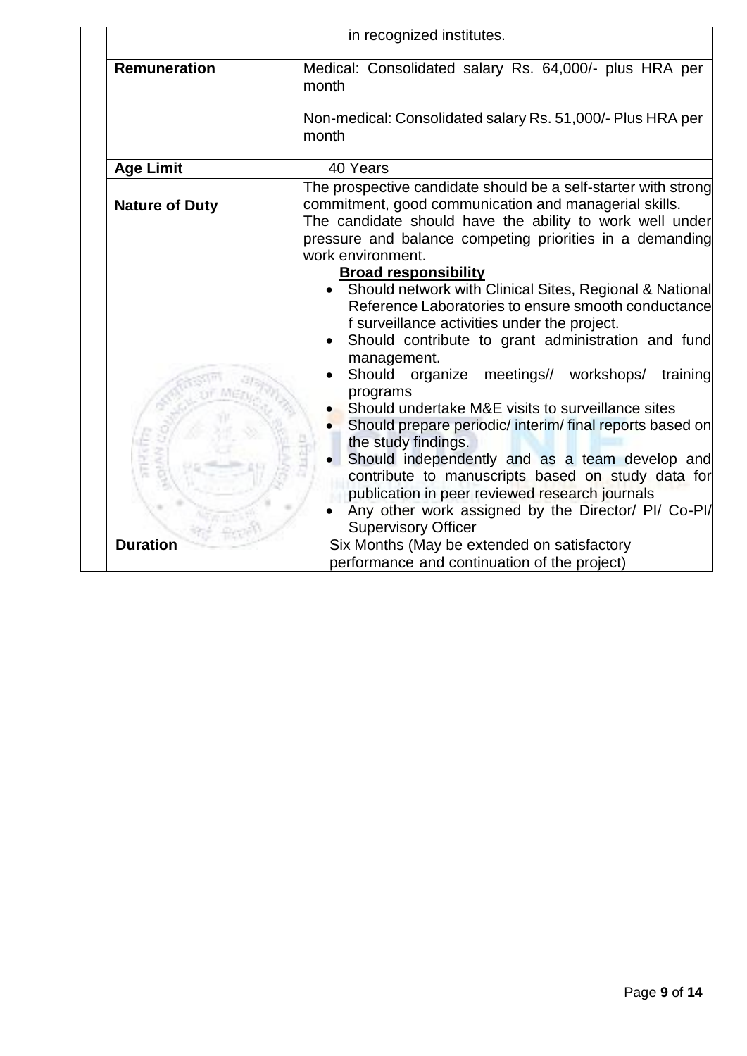| | | |
|---|---|---|
| | | in recognized institutes. |
| | **Remuneration** | Medical: Consolidated salary Rs. 64,000/- plus HRA per month<br><br>Non-medical: Consolidated salary Rs. 51,000/- Plus HRA per month |
| | **Age Limit** | 40 Years |
| | **Nature of Duty** | The prospective candidate should be a self-starter with strong commitment, good communication and managerial skills. The candidate should have the ability to work well under pressure and balance competing priorities in a demanding work environment.<br>**Broad responsibility**<br>• Should network with Clinical Sites, Regional & National Reference Laboratories to ensure smooth conductance f surveillance activities under the project.<br>• Should contribute to grant administration and fund management.<br>• Should organize meetings// workshops/ training programs<br>• Should undertake M&E visits to surveillance sites<br>• Should prepare periodic/ interim/ final reports based on the study findings.<br>• Should independently and as a team develop and contribute to manuscripts based on study data for publication in peer reviewed research journals<br>• Any other work assigned by the Director/ PI/ Co-PI/ Supervisory Officer |
| | **Duration** | Six Months (May be extended on satisfactory performance and continuation of the project) |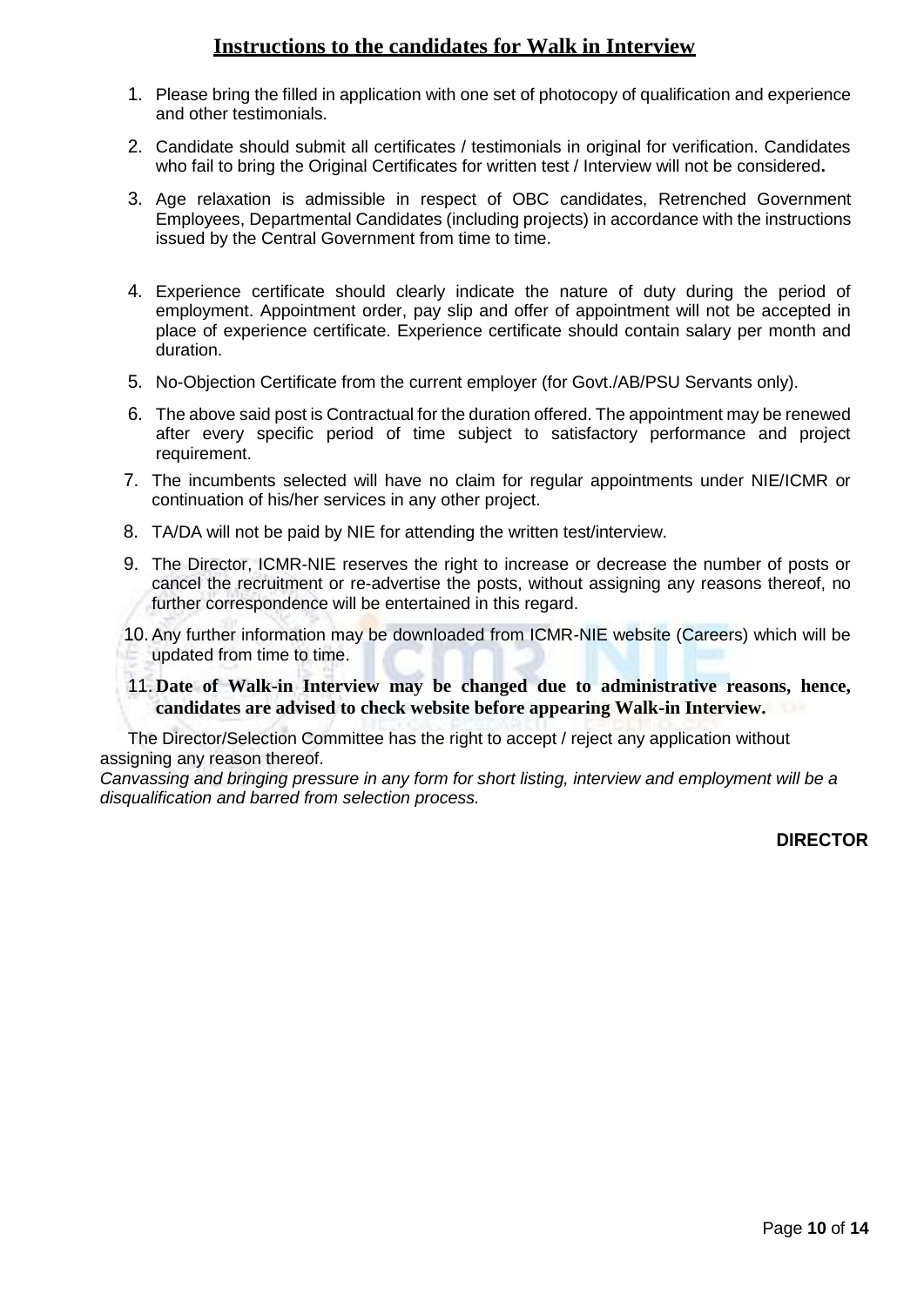## Instructions to the candidates for Walk in Interview

1. Please bring the filled in application with one set of photocopy of qualification and experience and other testimonials.
2. Candidate should submit all certificates / testimonials in original for verification. Candidates who fail to bring the Original Certificates for written test / Interview will not be considered**.**
3. Age relaxation is admissible in respect of OBC candidates, Retrenched Government Employees, Departmental Candidates (including projects) in accordance with the instructions issued by the Central Government from time to time.
4. Experience certificate should clearly indicate the nature of duty during the period of employment. Appointment order, pay slip and offer of appointment will not be accepted in place of experience certificate. Experience certificate should contain salary per month and duration.
5. No-Objection Certificate from the current employer (for Govt./AB/PSU Servants only).
6. The above said post is Contractual for the duration offered. The appointment may be renewed after every specific period of time subject to satisfactory performance and project requirement.
7. The incumbents selected will have no claim for regular appointments under NIE/ICMR or continuation of his/her services in any other project.
8. TA/DA will not be paid by NIE for attending the written test/interview.
9. The Director, ICMR-NIE reserves the right to increase or decrease the number of posts or cancel the recruitment or re-advertise the posts, without assigning any reasons thereof, no further correspondence will be entertained in this regard.
10. Any further information may be downloaded from ICMR-NIE website (Careers) which will be updated from time to time.
11. **Date of Walk-in Interview may be changed due to administrative reasons, hence, candidates are advised to check website before appearing Walk-in Interview.**

The Director/Selection Committee has the right to accept / reject any application without assigning any reason thereof.

*Canvassing and bringing pressure in any form for short listing, interview and employment will be a disqualification and barred from selection process.*

**DIRECTOR**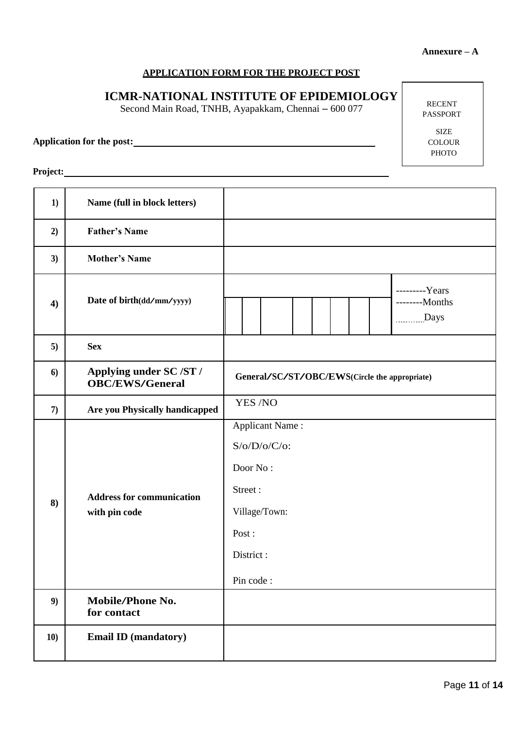**Annexure – A**

**APPLICATION FORM FOR THE PROJECT POST**

# ICMR-NATIONAL INSTITUTE OF EPIDEMIOLOGY

Second Main Road, TNHB, Ayapakkam, Chennai – 600 077

RECENT PASSPORT SIZE COLOUR PHOTO

**Application for the post:**\_\_\_\_\_\_\_\_\_\_\_\_\_\_\_\_\_\_\_\_\_\_\_\_\_\_\_\_\_\_\_\_\_\_\_\_\_\_\_\_

**Project:**\_\_\_\_\_\_\_\_\_\_\_\_\_\_\_\_\_\_\_\_\_\_\_\_\_\_\_\_\_\_\_\_\_\_\_\_\_\_\_\_\_\_\_\_\_\_\_\_\_\_\_\_

| | | |
|---|---|---|
| **1)** | **Name (full in block letters)** | |
| **2)** | **Father's Name** | |
| **3)** | **Mother's Name** | |
| **4)** | **Date of birth(dd/mm/yyyy)** | ---------Years<br>--------Months<br>........Days |
| **5)** | **Sex** | |
| **6)** | **Applying under SC /ST / OBC/EWS/General** | **General/SC/ST/OBC/EWS(Circle the appropriate)** |
| **7)** | **Are you Physically handicapped** | YES /NO |
| **8)** | **Address for communication with pin code** | Applicant Name :<br>S/o/D/o/C/o:<br>Door No :<br>Street :<br>Village/Town:<br>Post :<br>District :<br>Pin code : |
| **9)** | **Mobile/Phone No. for contact** | |
| **10)** | **Email ID (mandatory)** | |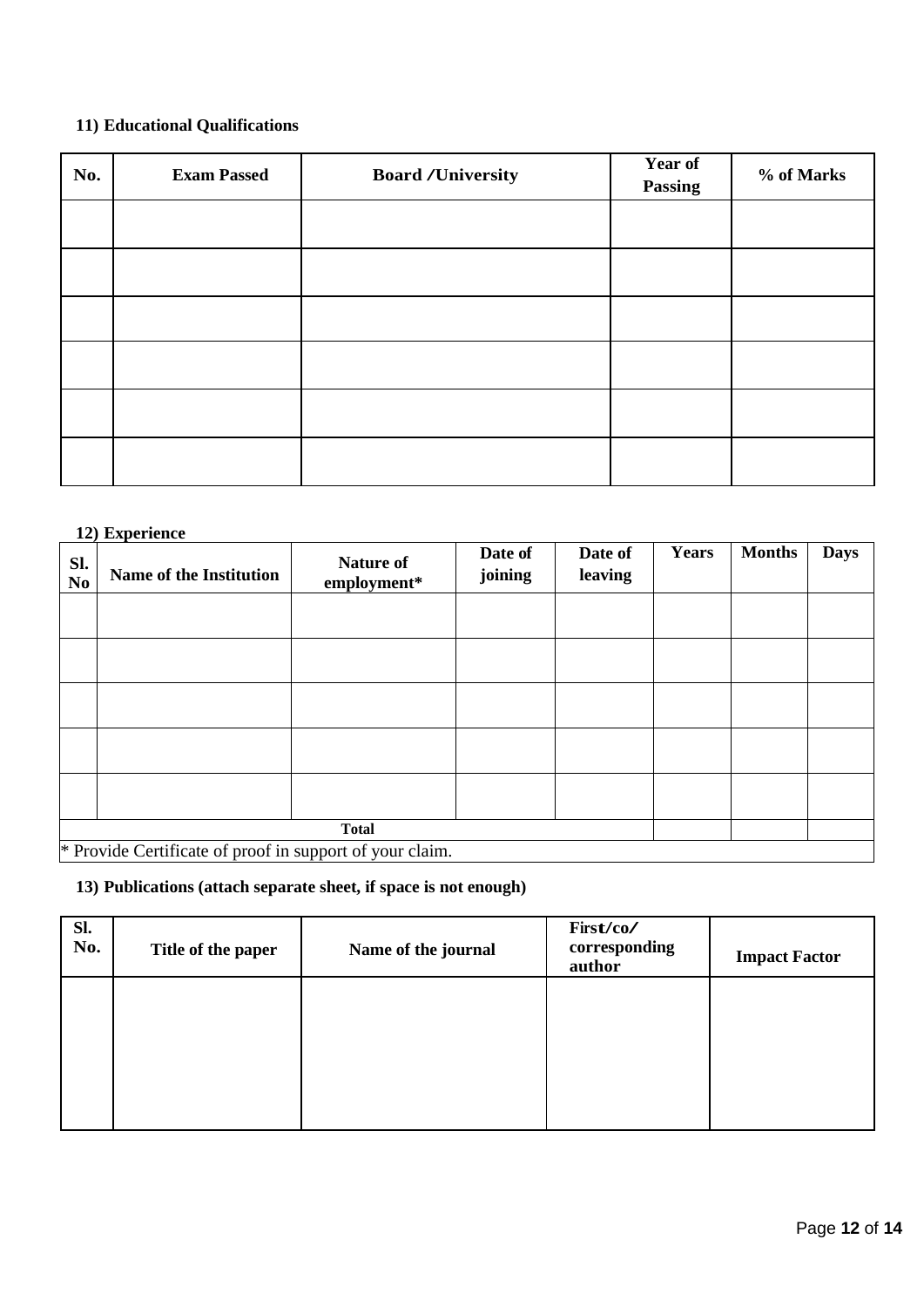**11) Educational Qualifications**

| No. | Exam Passed | Board /University | Year of Passing | % of Marks |
|---|---|---|---|---|
| | | | | |
| | | | | |
| | | | | |
| | | | | |
| | | | | |
| | | | | |

**12) Experience**

| Sl. No | Name of the Institution | Nature of employment* | Date of joining | Date of leaving | Years | Months | Days |
|---|---|---|---|---|---|---|---|
| | | | | | | | |
| | | | | | | | |
| | | | | | | | |
| | | | | | | | |
| | | | | | | | |
| **Total** | | | | | | | |

* Provide Certificate of proof in support of your claim.

**13) Publications (attach separate sheet, if space is not enough)**

| Sl. No. | Title of the paper | Name of the journal | First/co/ corresponding author | Impact Factor |
|---|---|---|---|---|
| | | | | |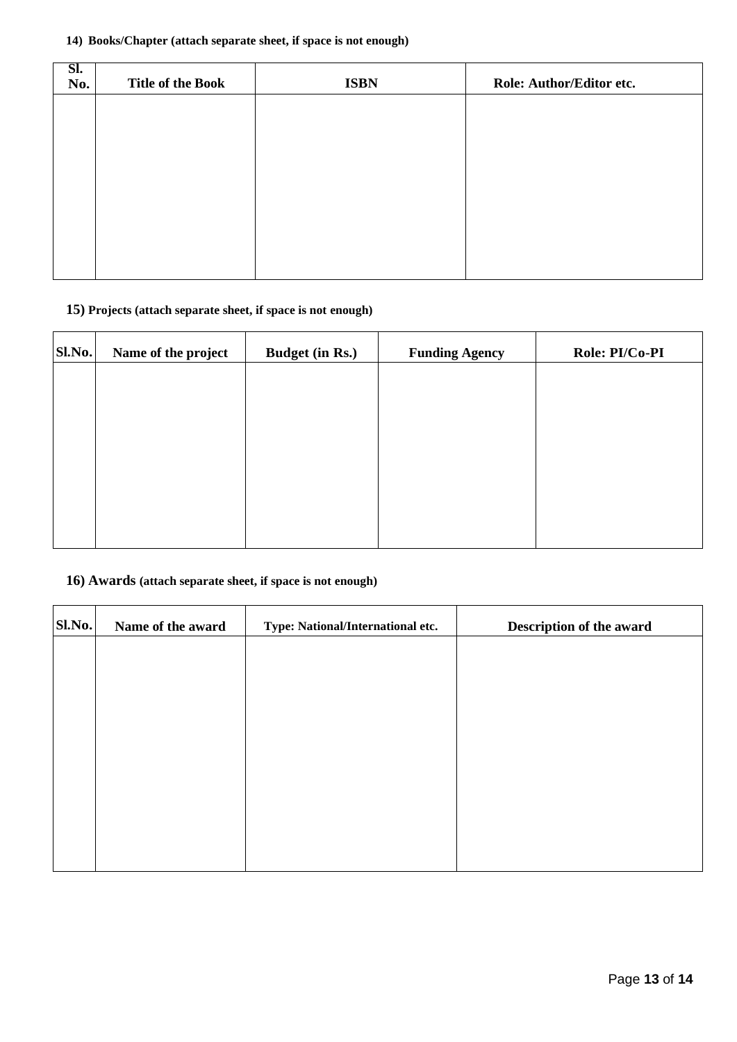**14) Books/Chapter (attach separate sheet, if space is not enough)**

| Sl. No. | Title of the Book | ISBN | Role: Author/Editor etc. |
| --- | --- | --- | --- |
| | | | |

**15) Projects (attach separate sheet, if space is not enough)**

| Sl.No. | Name of the project | Budget (in Rs.) | Funding Agency | Role: PI/Co-PI |
| --- | --- | --- | --- | --- |
| | | | | |

**16) Awards (attach separate sheet, if space is not enough)**

| Sl.No. | Name of the award | Type: National/International etc. | Description of the award |
| --- | --- | --- | --- |
| | | | |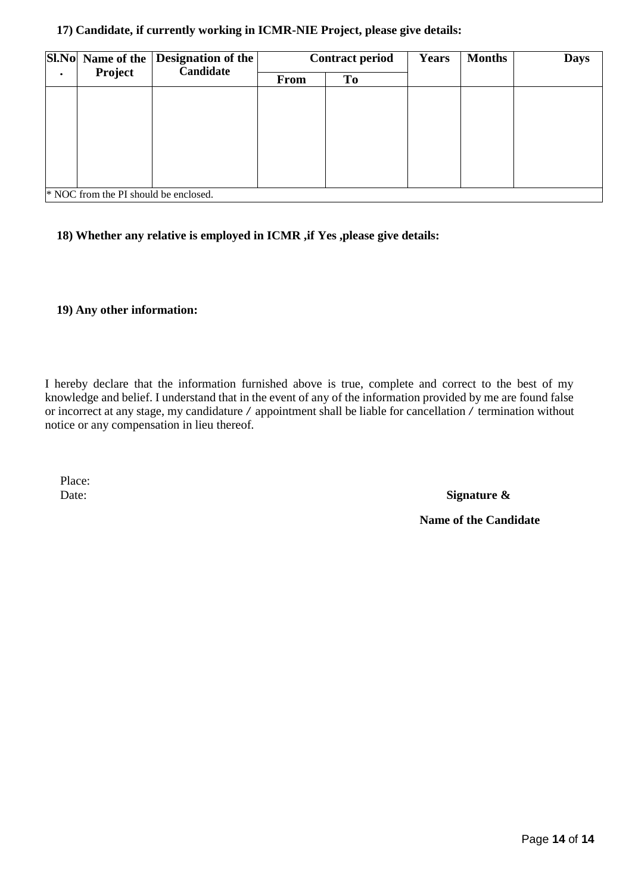**17) Candidate, if currently working in ICMR-NIE Project, please give details:**

| Sl.No. | Name of the Project | Designation of the Candidate | Contract period | | Years | Months | Days |
|---|---|---|---|---|---|---|---|
| | | | From | To | | | |
| | | | | | | | |

\* NOC from the PI should be enclosed.

**18) Whether any relative is employed in ICMR ,if Yes ,please give details:**

**19) Any other information:**

I hereby declare that the information furnished above is true, complete and correct to the best of my knowledge and belief. I understand that in the event of any of the information provided by me are found false or incorrect at any stage, my candidature / appointment shall be liable for cancellation / termination without notice or any compensation in lieu thereof.

Place:

Date:

**Signature &**

**Name of the Candidate**